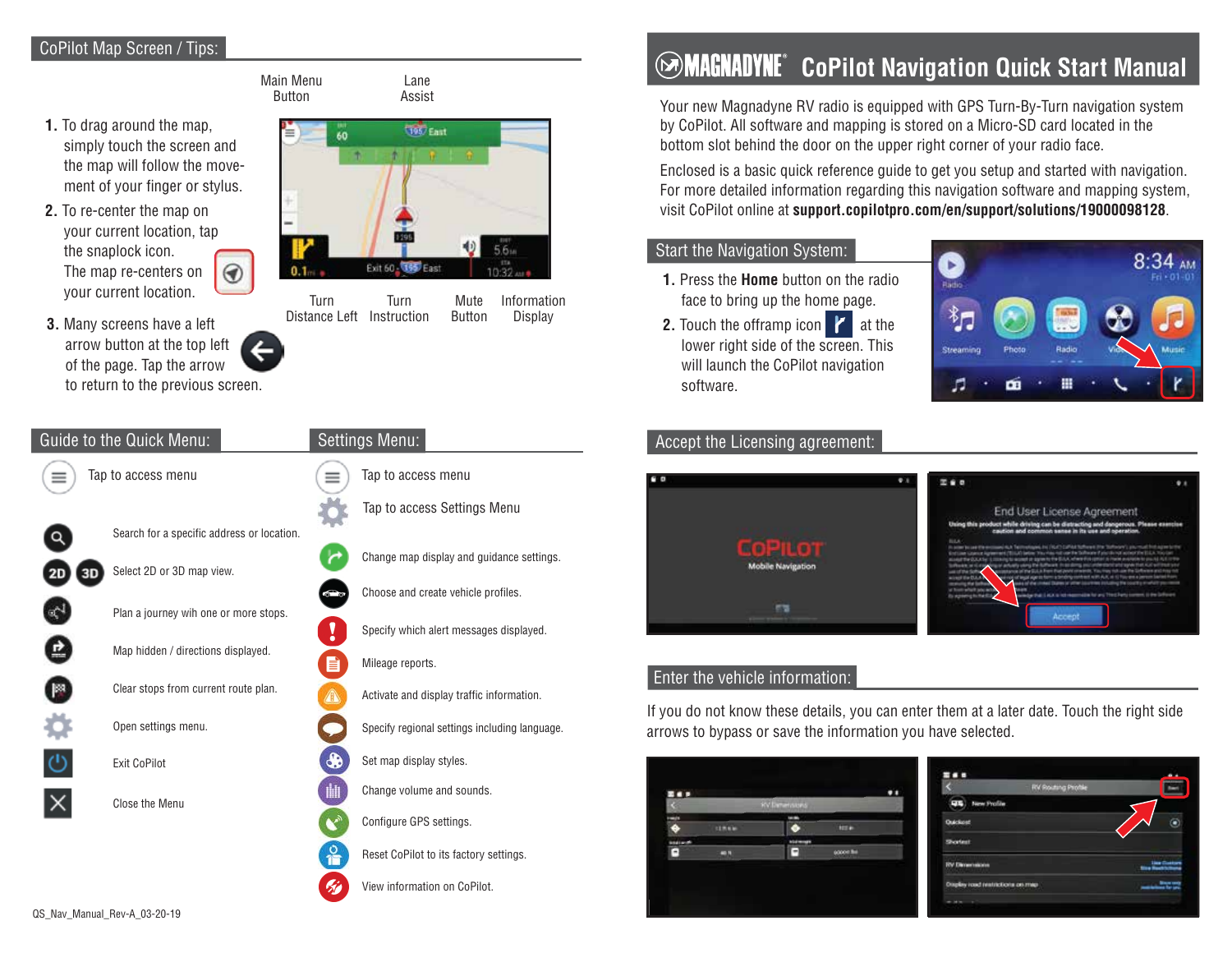# MAGNADYNE CoPilot Navigation Quick Start Manual

Your new Magnadyne RV radio is equipped with GPS Turn-By-Turn navigation system by CoPilot. All software and mapping is stored on a Micro-SD card located in the bottom slot behind the door on the upper right corner of your radio face.

Enclosed is a basic quick reference guide to get you setup and started with navigation. For more detailed information regarding this navigation software and mapping system, visit CoPilot online at **support.copilotpro.com/en/support/solutions/19000098128**.

## Start the Navigation System:

1. Press the **Home** button on the radio face to bring up the home page.
2. Touch the offramp icon at the lower right side of the screen. This will launch the CoPilot navigation software.

## Accept the Licensing agreement:

## Enter the vehicle information:

If you do not know these details, you can enter them at a later date. Touch the right side arrows to bypass or save the information you have selected.

## CoPilot Map Screen / Tips:

1. To drag around the map, simply touch the screen and the map will follow the movement of your finger or stylus.
2. To re-center the map on your current location, tap the snaplock icon. The map re-centers on your current location.
3. Many screens have a left arrow button at the top left of the page. Tap the arrow to return to the previous screen.

Main Menu Button — Lane Assist — Turn Distance Left — Turn Instruction — Mute Button — Information Display

## Guide to the Quick Menu:

- Tap to access menu
- Search for a specific address or location.
- Select 2D or 3D map view.
- Plan a journey wih one or more stops.
- Map hidden / directions displayed.
- Clear stops from current route plan.
- Open settings menu.
- Exit CoPilot
- Close the Menu

## Settings Menu:

- Tap to access menu
- Tap to access Settings Menu
- Change map display and guidance settings.
- Choose and create vehicle profiles.
- Specify which alert messages displayed.
- Mileage reports.
- Activate and display traffic information.
- Specify regional settings including language.
- Set map display styles.
- Change volume and sounds.
- Configure GPS settings.
- Reset CoPilot to its factory settings.
- View information on CoPilot.

QS_Nav_Manual_Rev-A_03-20-19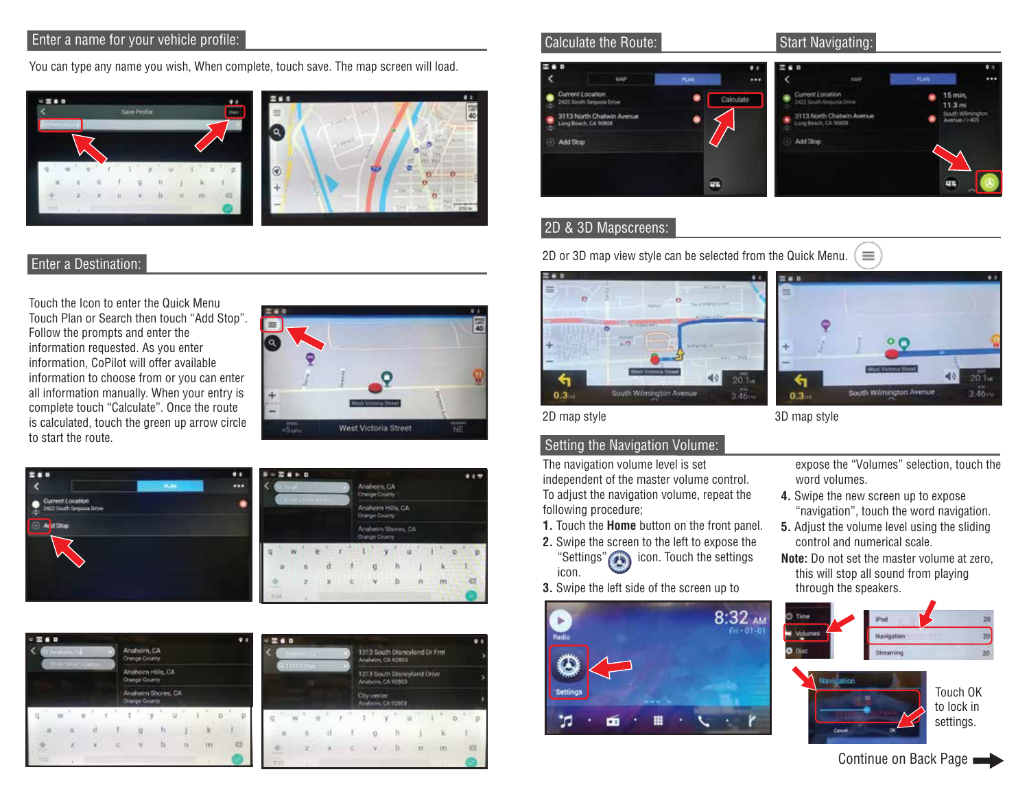## Enter a name for your vehicle profile:

You can type any name you wish, When complete, touch save. The map screen will load.

## Enter a Destination:

Touch the Icon to enter the Quick Menu Touch Plan or Search then touch "Add Stop". Follow the prompts and enter the information requested. As you enter information, CoPilot will offer available information to choose from or you can enter all information manually. When your entry is complete touch "Calculate". Once the route is calculated, touch the green up arrow circle to start the route.

## Calculate the Route:

## Start Navigating:

## 2D & 3D Mapscreens:

2D or 3D map view style can be selected from the Quick Menu.

2D map style

3D map style

## Setting the Navigation Volume:

The navigation volume level is set independent of the master volume control. To adjust the navigation volume, repeat the following procedure;

1. Touch the **Home** button on the front panel.
2. Swipe the screen to the left to expose the "Settings" icon. Touch the settings icon.
3. Swipe the left side of the screen up to expose the "Volumes" selection, touch the word volumes.
4. Swipe the new screen up to expose "navigation", touch the word navigation.
5. Adjust the volume level using the sliding control and numerical scale.

**Note:** Do not set the master volume at zero, this will stop all sound from playing through the speakers.

Touch OK to lock in settings.

Continue on Back Page